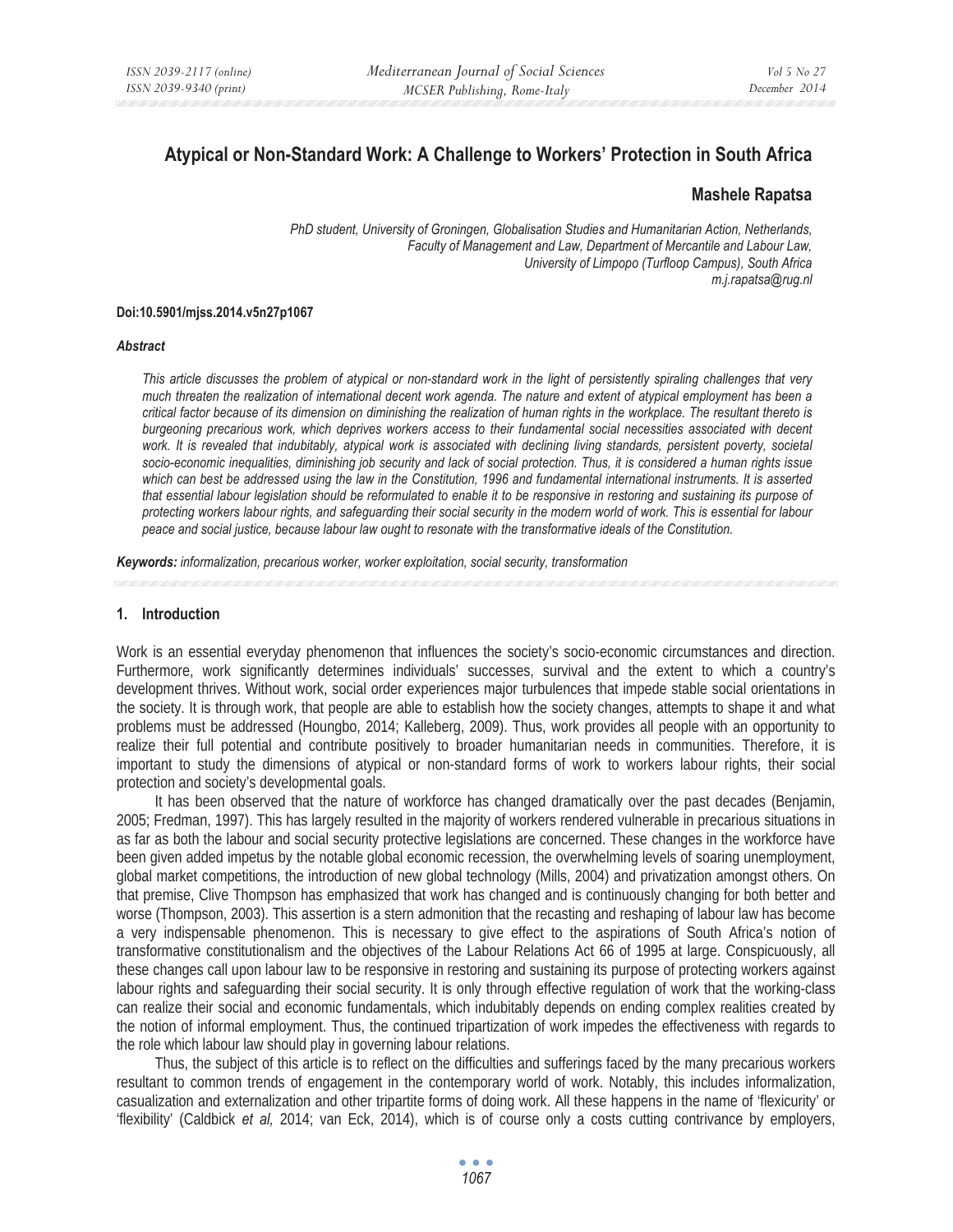# Atypical or Non-Standard Work: A Challenge to Workers' Protection in South Africa

**Mashele Rapatsa**

*PhD student, University of Groningen, Globalisation Studies and Humanitarian Action, Netherlands,*
*Faculty of Management and Law, Department of Mercantile and Labour Law,*
*University of Limpopo (Turfloop Campus), South Africa*
*m.j.rapatsa@rug.nl*

**Doi:10.5901/mjss.2014.v5n27p1067**

***Abstract***

*This article discusses the problem of atypical or non-standard work in the light of persistently spiraling challenges that very much threaten the realization of international decent work agenda. The nature and extent of atypical employment has been a critical factor because of its dimension on diminishing the realization of human rights in the workplace. The resultant thereto is burgeoning precarious work, which deprives workers access to their fundamental social necessities associated with decent work. It is revealed that indubitably, atypical work is associated with declining living standards, persistent poverty, societal socio-economic inequalities, diminishing job security and lack of social protection. Thus, it is considered a human rights issue which can best be addressed using the law in the Constitution, 1996 and fundamental international instruments. It is asserted that essential labour legislation should be reformulated to enable it to be responsive in restoring and sustaining its purpose of protecting workers labour rights, and safeguarding their social security in the modern world of work. This is essential for labour peace and social justice, because labour law ought to resonate with the transformative ideals of the Constitution.*

***Keywords:*** *informalization, precarious worker, worker exploitation, social security, transformation*

## 1. Introduction

Work is an essential everyday phenomenon that influences the society's socio-economic circumstances and direction. Furthermore, work significantly determines individuals' successes, survival and the extent to which a country's development thrives. Without work, social order experiences major turbulences that impede stable social orientations in the society. It is through work, that people are able to establish how the society changes, attempts to shape it and what problems must be addressed (Houngbo, 2014; Kalleberg, 2009). Thus, work provides all people with an opportunity to realize their full potential and contribute positively to broader humanitarian needs in communities. Therefore, it is important to study the dimensions of atypical or non-standard forms of work to workers labour rights, their social protection and society's developmental goals.

It has been observed that the nature of workforce has changed dramatically over the past decades (Benjamin, 2005; Fredman, 1997). This has largely resulted in the majority of workers rendered vulnerable in precarious situations in as far as both the labour and social security protective legislations are concerned. These changes in the workforce have been given added impetus by the notable global economic recession, the overwhelming levels of soaring unemployment, global market competitions, the introduction of new global technology (Mills, 2004) and privatization amongst others. On that premise, Clive Thompson has emphasized that work has changed and is continuously changing for both better and worse (Thompson, 2003). This assertion is a stern admonition that the recasting and reshaping of labour law has become a very indispensable phenomenon. This is necessary to give effect to the aspirations of South Africa's notion of transformative constitutionalism and the objectives of the Labour Relations Act 66 of 1995 at large. Conspicuously, all these changes call upon labour law to be responsive in restoring and sustaining its purpose of protecting workers against labour rights and safeguarding their social security. It is only through effective regulation of work that the working-class can realize their social and economic fundamentals, which indubitably depends on ending complex realities created by the notion of informal employment. Thus, the continued tripartization of work impedes the effectiveness with regards to the role which labour law should play in governing labour relations.

Thus, the subject of this article is to reflect on the difficulties and sufferings faced by the many precarious workers resultant to common trends of engagement in the contemporary world of work. Notably, this includes informalization, casualization and externalization and other tripartite forms of doing work. All these happens in the name of 'flexicurity' or 'flexibility' (Caldbick *et al,* 2014; van Eck, 2014), which is of course only a costs cutting contrivance by employers,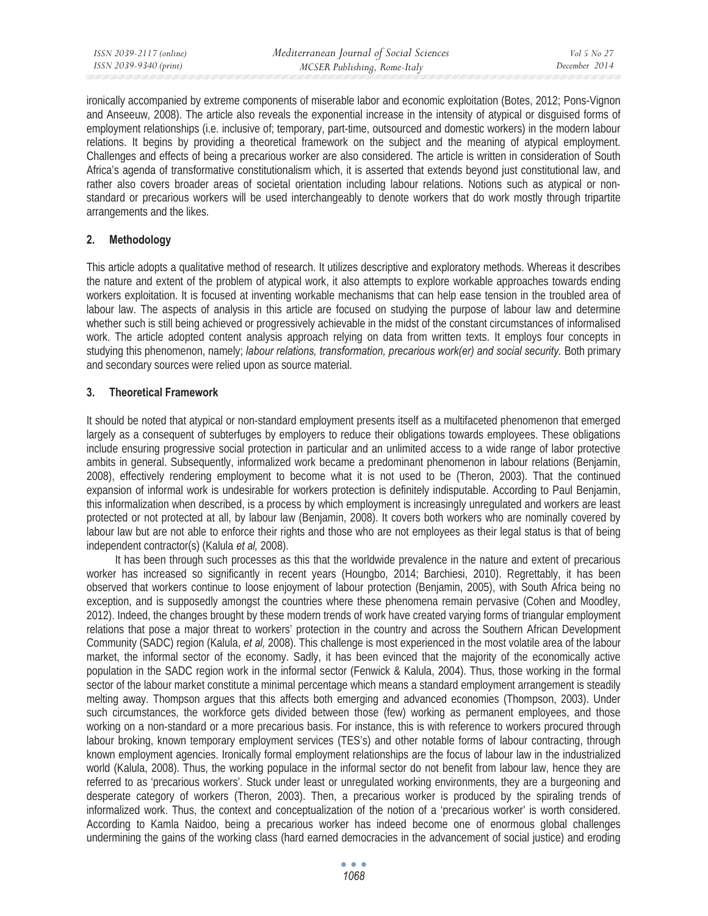ironically accompanied by extreme components of miserable labor and economic exploitation (Botes, 2012; Pons-Vignon and Anseeuw, 2008). The article also reveals the exponential increase in the intensity of atypical or disguised forms of employment relationships (i.e. inclusive of; temporary, part-time, outsourced and domestic workers) in the modern labour relations. It begins by providing a theoretical framework on the subject and the meaning of atypical employment. Challenges and effects of being a precarious worker are also considered. The article is written in consideration of South Africa's agenda of transformative constitutionalism which, it is asserted that extends beyond just constitutional law, and rather also covers broader areas of societal orientation including labour relations. Notions such as atypical or non-standard or precarious workers will be used interchangeably to denote workers that do work mostly through tripartite arrangements and the likes.

## 2. Methodology

This article adopts a qualitative method of research. It utilizes descriptive and exploratory methods. Whereas it describes the nature and extent of the problem of atypical work, it also attempts to explore workable approaches towards ending workers exploitation. It is focused at inventing workable mechanisms that can help ease tension in the troubled area of labour law. The aspects of analysis in this article are focused on studying the purpose of labour law and determine whether such is still being achieved or progressively achievable in the midst of the constant circumstances of informalised work. The article adopted content analysis approach relying on data from written texts. It employs four concepts in studying this phenomenon, namely; *labour relations, transformation, precarious work(er) and social security.* Both primary and secondary sources were relied upon as source material.

## 3. Theoretical Framework

It should be noted that atypical or non-standard employment presents itself as a multifaceted phenomenon that emerged largely as a consequent of subterfuges by employers to reduce their obligations towards employees. These obligations include ensuring progressive social protection in particular and an unlimited access to a wide range of labor protective ambits in general. Subsequently, informalized work became a predominant phenomenon in labour relations (Benjamin, 2008), effectively rendering employment to become what it is not used to be (Theron, 2003). That the continued expansion of informal work is undesirable for workers protection is definitely indisputable. According to Paul Benjamin, this informalization when described, is a process by which employment is increasingly unregulated and workers are least protected or not protected at all, by labour law (Benjamin, 2008). It covers both workers who are nominally covered by labour law but are not able to enforce their rights and those who are not employees as their legal status is that of being independent contractor(s) (Kalula *et al,* 2008).

It has been through such processes as this that the worldwide prevalence in the nature and extent of precarious worker has increased so significantly in recent years (Houngbo, 2014; Barchiesi, 2010). Regrettably, it has been observed that workers continue to loose enjoyment of labour protection (Benjamin, 2005), with South Africa being no exception, and is supposedly amongst the countries where these phenomena remain pervasive (Cohen and Moodley, 2012). Indeed, the changes brought by these modern trends of work have created varying forms of triangular employment relations that pose a major threat to workers' protection in the country and across the Southern African Development Community (SADC) region (Kalula, *et al,* 2008). This challenge is most experienced in the most volatile area of the labour market, the informal sector of the economy. Sadly, it has been evinced that the majority of the economically active population in the SADC region work in the informal sector (Fenwick & Kalula, 2004). Thus, those working in the formal sector of the labour market constitute a minimal percentage which means a standard employment arrangement is steadily melting away. Thompson argues that this affects both emerging and advanced economies (Thompson, 2003). Under such circumstances, the workforce gets divided between those (few) working as permanent employees, and those working on a non-standard or a more precarious basis. For instance, this is with reference to workers procured through labour broking, known temporary employment services (TES's) and other notable forms of labour contracting, through known employment agencies. Ironically formal employment relationships are the focus of labour law in the industrialized world (Kalula, 2008). Thus, the working populace in the informal sector do not benefit from labour law, hence they are referred to as 'precarious workers'. Stuck under least or unregulated working environments, they are a burgeoning and desperate category of workers (Theron, 2003). Then, a precarious worker is produced by the spiraling trends of informalized work. Thus, the context and conceptualization of the notion of a 'precarious worker' is worth considered. According to Kamla Naidoo, being a precarious worker has indeed become one of enormous global challenges undermining the gains of the working class (hard earned democracies in the advancement of social justice) and eroding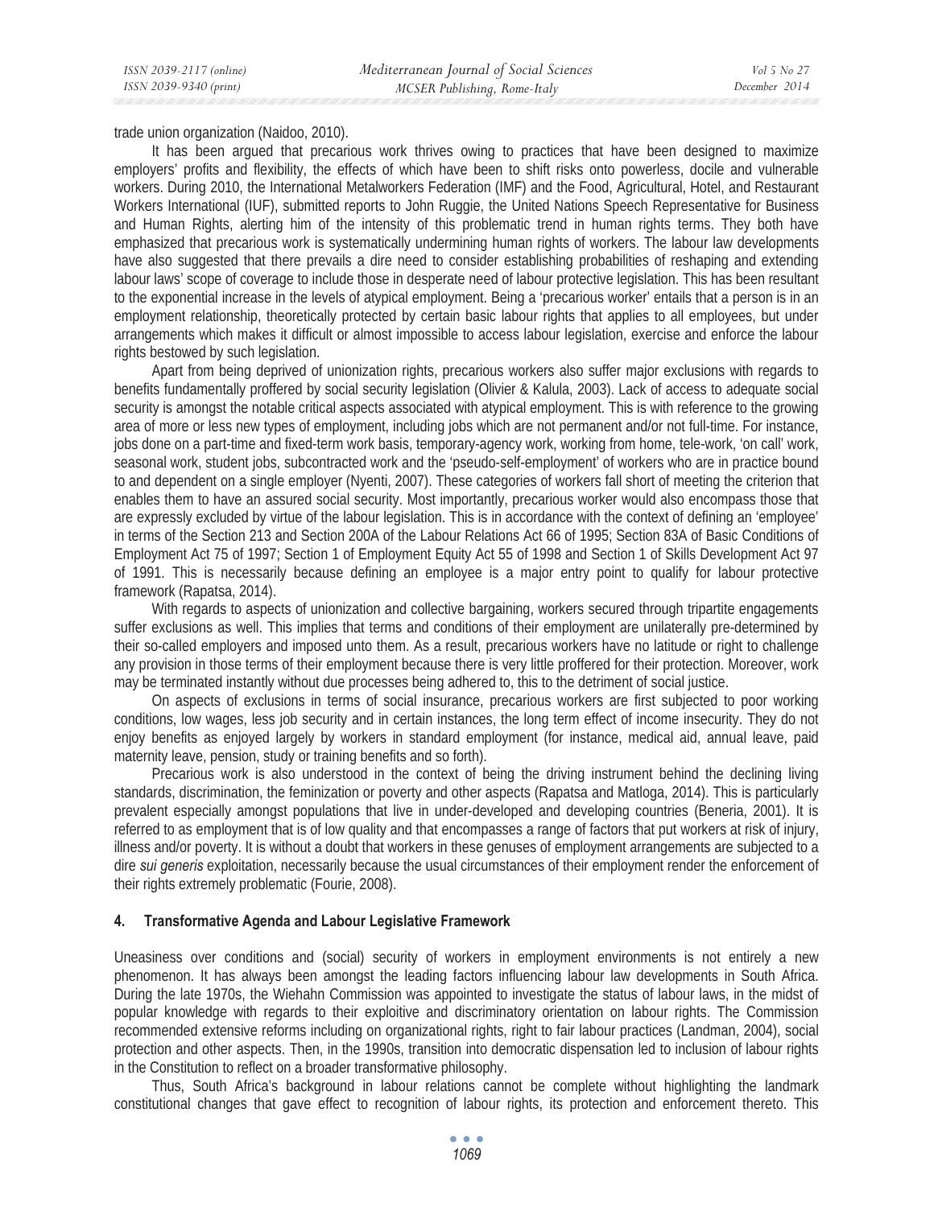trade union organization (Naidoo, 2010).

It has been argued that precarious work thrives owing to practices that have been designed to maximize employers' profits and flexibility, the effects of which have been to shift risks onto powerless, docile and vulnerable workers. During 2010, the International Metalworkers Federation (IMF) and the Food, Agricultural, Hotel, and Restaurant Workers International (IUF), submitted reports to John Ruggie, the United Nations Speech Representative for Business and Human Rights, alerting him of the intensity of this problematic trend in human rights terms. They both have emphasized that precarious work is systematically undermining human rights of workers. The labour law developments have also suggested that there prevails a dire need to consider establishing probabilities of reshaping and extending labour laws' scope of coverage to include those in desperate need of labour protective legislation. This has been resultant to the exponential increase in the levels of atypical employment. Being a 'precarious worker' entails that a person is in an employment relationship, theoretically protected by certain basic labour rights that applies to all employees, but under arrangements which makes it difficult or almost impossible to access labour legislation, exercise and enforce the labour rights bestowed by such legislation.

Apart from being deprived of unionization rights, precarious workers also suffer major exclusions with regards to benefits fundamentally proffered by social security legislation (Olivier & Kalula, 2003). Lack of access to adequate social security is amongst the notable critical aspects associated with atypical employment. This is with reference to the growing area of more or less new types of employment, including jobs which are not permanent and/or not full-time. For instance, jobs done on a part-time and fixed-term work basis, temporary-agency work, working from home, tele-work, 'on call' work, seasonal work, student jobs, subcontracted work and the 'pseudo-self-employment' of workers who are in practice bound to and dependent on a single employer (Nyenti, 2007). These categories of workers fall short of meeting the criterion that enables them to have an assured social security. Most importantly, precarious worker would also encompass those that are expressly excluded by virtue of the labour legislation. This is in accordance with the context of defining an 'employee' in terms of the Section 213 and Section 200A of the Labour Relations Act 66 of 1995; Section 83A of Basic Conditions of Employment Act 75 of 1997; Section 1 of Employment Equity Act 55 of 1998 and Section 1 of Skills Development Act 97 of 1991. This is necessarily because defining an employee is a major entry point to qualify for labour protective framework (Rapatsa, 2014).

With regards to aspects of unionization and collective bargaining, workers secured through tripartite engagements suffer exclusions as well. This implies that terms and conditions of their employment are unilaterally pre-determined by their so-called employers and imposed unto them. As a result, precarious workers have no latitude or right to challenge any provision in those terms of their employment because there is very little proffered for their protection. Moreover, work may be terminated instantly without due processes being adhered to, this to the detriment of social justice.

On aspects of exclusions in terms of social insurance, precarious workers are first subjected to poor working conditions, low wages, less job security and in certain instances, the long term effect of income insecurity. They do not enjoy benefits as enjoyed largely by workers in standard employment (for instance, medical aid, annual leave, paid maternity leave, pension, study or training benefits and so forth).

Precarious work is also understood in the context of being the driving instrument behind the declining living standards, discrimination, the feminization or poverty and other aspects (Rapatsa and Matloga, 2014). This is particularly prevalent especially amongst populations that live in under-developed and developing countries (Beneria, 2001). It is referred to as employment that is of low quality and that encompasses a range of factors that put workers at risk of injury, illness and/or poverty. It is without a doubt that workers in these genuses of employment arrangements are subjected to a dire *sui generis* exploitation, necessarily because the usual circumstances of their employment render the enforcement of their rights extremely problematic (Fourie, 2008).

## 4. Transformative Agenda and Labour Legislative Framework

Uneasiness over conditions and (social) security of workers in employment environments is not entirely a new phenomenon. It has always been amongst the leading factors influencing labour law developments in South Africa. During the late 1970s, the Wiehahn Commission was appointed to investigate the status of labour laws, in the midst of popular knowledge with regards to their exploitive and discriminatory orientation on labour rights. The Commission recommended extensive reforms including on organizational rights, right to fair labour practices (Landman, 2004), social protection and other aspects. Then, in the 1990s, transition into democratic dispensation led to inclusion of labour rights in the Constitution to reflect on a broader transformative philosophy.

Thus, South Africa's background in labour relations cannot be complete without highlighting the landmark constitutional changes that gave effect to recognition of labour rights, its protection and enforcement thereto. This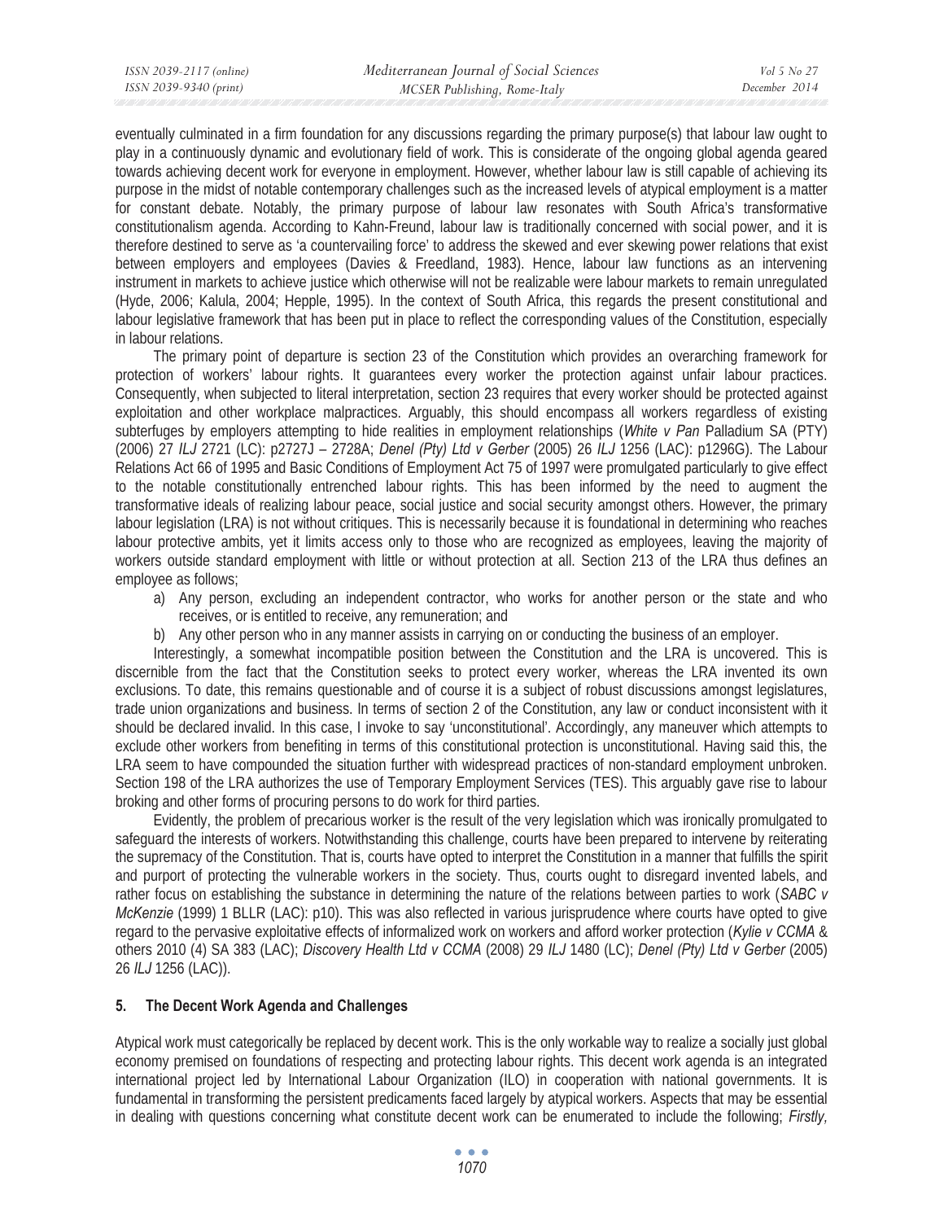eventually culminated in a firm foundation for any discussions regarding the primary purpose(s) that labour law ought to play in a continuously dynamic and evolutionary field of work. This is considerate of the ongoing global agenda geared towards achieving decent work for everyone in employment. However, whether labour law is still capable of achieving its purpose in the midst of notable contemporary challenges such as the increased levels of atypical employment is a matter for constant debate. Notably, the primary purpose of labour law resonates with South Africa's transformative constitutionalism agenda. According to Kahn-Freund, labour law is traditionally concerned with social power, and it is therefore destined to serve as 'a countervailing force' to address the skewed and ever skewing power relations that exist between employers and employees (Davies & Freedland, 1983). Hence, labour law functions as an intervening instrument in markets to achieve justice which otherwise will not be realizable were labour markets to remain unregulated (Hyde, 2006; Kalula, 2004; Hepple, 1995). In the context of South Africa, this regards the present constitutional and labour legislative framework that has been put in place to reflect the corresponding values of the Constitution, especially in labour relations.

The primary point of departure is section 23 of the Constitution which provides an overarching framework for protection of workers' labour rights. It guarantees every worker the protection against unfair labour practices. Consequently, when subjected to literal interpretation, section 23 requires that every worker should be protected against exploitation and other workplace malpractices. Arguably, this should encompass all workers regardless of existing subterfuges by employers attempting to hide realities in employment relationships (*White v Pan* Palladium SA (PTY) (2006) 27 *ILJ* 2721 (LC): p2727J – 2728A; *Denel (Pty) Ltd v Gerber* (2005) 26 *ILJ* 1256 (LAC): p1296G). The Labour Relations Act 66 of 1995 and Basic Conditions of Employment Act 75 of 1997 were promulgated particularly to give effect to the notable constitutionally entrenched labour rights. This has been informed by the need to augment the transformative ideals of realizing labour peace, social justice and social security amongst others. However, the primary labour legislation (LRA) is not without critiques. This is necessarily because it is foundational in determining who reaches labour protective ambits, yet it limits access only to those who are recognized as employees, leaving the majority of workers outside standard employment with little or without protection at all. Section 213 of the LRA thus defines an employee as follows;

a) Any person, excluding an independent contractor, who works for another person or the state and who receives, or is entitled to receive, any remuneration; and
b) Any other person who in any manner assists in carrying on or conducting the business of an employer.

Interestingly, a somewhat incompatible position between the Constitution and the LRA is uncovered. This is discernible from the fact that the Constitution seeks to protect every worker, whereas the LRA invented its own exclusions. To date, this remains questionable and of course it is a subject of robust discussions amongst legislatures, trade union organizations and business. In terms of section 2 of the Constitution, any law or conduct inconsistent with it should be declared invalid. In this case, I invoke to say 'unconstitutional'. Accordingly, any maneuver which attempts to exclude other workers from benefiting in terms of this constitutional protection is unconstitutional. Having said this, the LRA seem to have compounded the situation further with widespread practices of non-standard employment unbroken. Section 198 of the LRA authorizes the use of Temporary Employment Services (TES). This arguably gave rise to labour broking and other forms of procuring persons to do work for third parties.

Evidently, the problem of precarious worker is the result of the very legislation which was ironically promulgated to safeguard the interests of workers. Notwithstanding this challenge, courts have been prepared to intervene by reiterating the supremacy of the Constitution. That is, courts have opted to interpret the Constitution in a manner that fulfills the spirit and purport of protecting the vulnerable workers in the society. Thus, courts ought to disregard invented labels, and rather focus on establishing the substance in determining the nature of the relations between parties to work (*SABC v McKenzie* (1999) 1 BLLR (LAC): p10). This was also reflected in various jurisprudence where courts have opted to give regard to the pervasive exploitative effects of informalized work on workers and afford worker protection (*Kylie v CCMA* & others 2010 (4) SA 383 (LAC); *Discovery Health Ltd v CCMA* (2008) 29 *ILJ* 1480 (LC); *Denel (Pty) Ltd v Gerber* (2005) 26 *ILJ* 1256 (LAC)).

## 5. The Decent Work Agenda and Challenges

Atypical work must categorically be replaced by decent work. This is the only workable way to realize a socially just global economy premised on foundations of respecting and protecting labour rights. This decent work agenda is an integrated international project led by International Labour Organization (ILO) in cooperation with national governments. It is fundamental in transforming the persistent predicaments faced largely by atypical workers. Aspects that may be essential in dealing with questions concerning what constitute decent work can be enumerated to include the following; *Firstly,*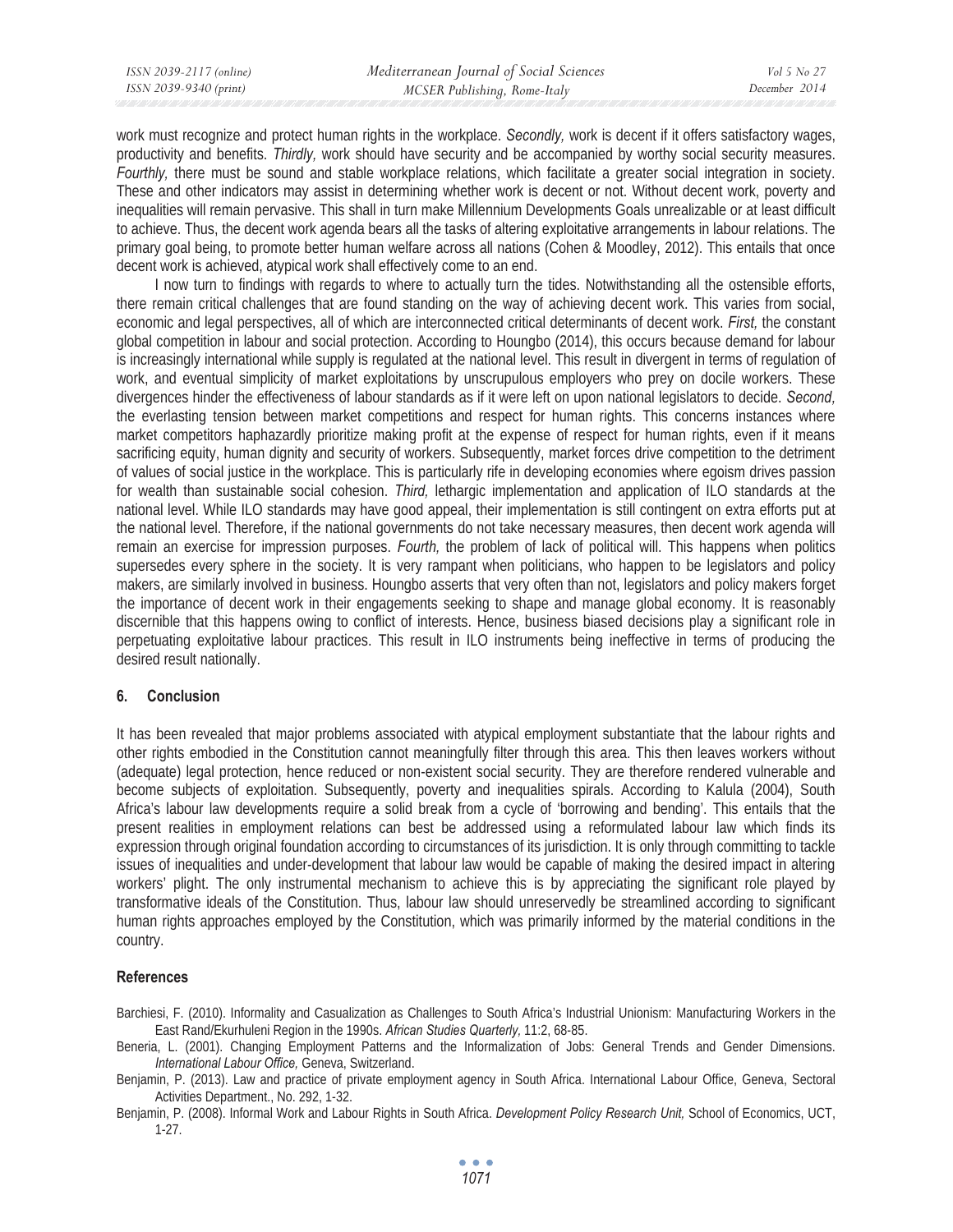work must recognize and protect human rights in the workplace. *Secondly,* work is decent if it offers satisfactory wages, productivity and benefits. *Thirdly,* work should have security and be accompanied by worthy social security measures. *Fourthly,* there must be sound and stable workplace relations, which facilitate a greater social integration in society. These and other indicators may assist in determining whether work is decent or not. Without decent work, poverty and inequalities will remain pervasive. This shall in turn make Millennium Developments Goals unrealizable or at least difficult to achieve. Thus, the decent work agenda bears all the tasks of altering exploitative arrangements in labour relations. The primary goal being, to promote better human welfare across all nations (Cohen & Moodley, 2012). This entails that once decent work is achieved, atypical work shall effectively come to an end.

I now turn to findings with regards to where to actually turn the tides. Notwithstanding all the ostensible efforts, there remain critical challenges that are found standing on the way of achieving decent work. This varies from social, economic and legal perspectives, all of which are interconnected critical determinants of decent work. *First,* the constant global competition in labour and social protection. According to Houngbo (2014), this occurs because demand for labour is increasingly international while supply is regulated at the national level. This result in divergent in terms of regulation of work, and eventual simplicity of market exploitations by unscrupulous employers who prey on docile workers. These divergences hinder the effectiveness of labour standards as if it were left on upon national legislators to decide. *Second,* the everlasting tension between market competitions and respect for human rights. This concerns instances where market competitors haphazardly prioritize making profit at the expense of respect for human rights, even if it means sacrificing equity, human dignity and security of workers. Subsequently, market forces drive competition to the detriment of values of social justice in the workplace. This is particularly rife in developing economies where egoism drives passion for wealth than sustainable social cohesion. *Third,* lethargic implementation and application of ILO standards at the national level. While ILO standards may have good appeal, their implementation is still contingent on extra efforts put at the national level. Therefore, if the national governments do not take necessary measures, then decent work agenda will remain an exercise for impression purposes. *Fourth,* the problem of lack of political will. This happens when politics supersedes every sphere in the society. It is very rampant when politicians, who happen to be legislators and policy makers, are similarly involved in business. Houngbo asserts that very often than not, legislators and policy makers forget the importance of decent work in their engagements seeking to shape and manage global economy. It is reasonably discernible that this happens owing to conflict of interests. Hence, business biased decisions play a significant role in perpetuating exploitative labour practices. This result in ILO instruments being ineffective in terms of producing the desired result nationally.

## 6. Conclusion

It has been revealed that major problems associated with atypical employment substantiate that the labour rights and other rights embodied in the Constitution cannot meaningfully filter through this area. This then leaves workers without (adequate) legal protection, hence reduced or non-existent social security. They are therefore rendered vulnerable and become subjects of exploitation. Subsequently, poverty and inequalities spirals. According to Kalula (2004), South Africa's labour law developments require a solid break from a cycle of 'borrowing and bending'. This entails that the present realities in employment relations can best be addressed using a reformulated labour law which finds its expression through original foundation according to circumstances of its jurisdiction. It is only through committing to tackle issues of inequalities and under-development that labour law would be capable of making the desired impact in altering workers' plight. The only instrumental mechanism to achieve this is by appreciating the significant role played by transformative ideals of the Constitution. Thus, labour law should unreservedly be streamlined according to significant human rights approaches employed by the Constitution, which was primarily informed by the material conditions in the country.

## References

Barchiesi, F. (2010). Informality and Casualization as Challenges to South Africa's Industrial Unionism: Manufacturing Workers in the East Rand/Ekurhuleni Region in the 1990s. *African Studies Quarterly,* 11:2, 68-85.

Beneria, L. (2001). Changing Employment Patterns and the Informalization of Jobs: General Trends and Gender Dimensions. *International Labour Office,* Geneva, Switzerland.

Benjamin, P. (2013). Law and practice of private employment agency in South Africa. International Labour Office, Geneva, Sectoral Activities Department., No. 292, 1-32.

Benjamin, P. (2008). Informal Work and Labour Rights in South Africa. *Development Policy Research Unit,* School of Economics, UCT, 1-27.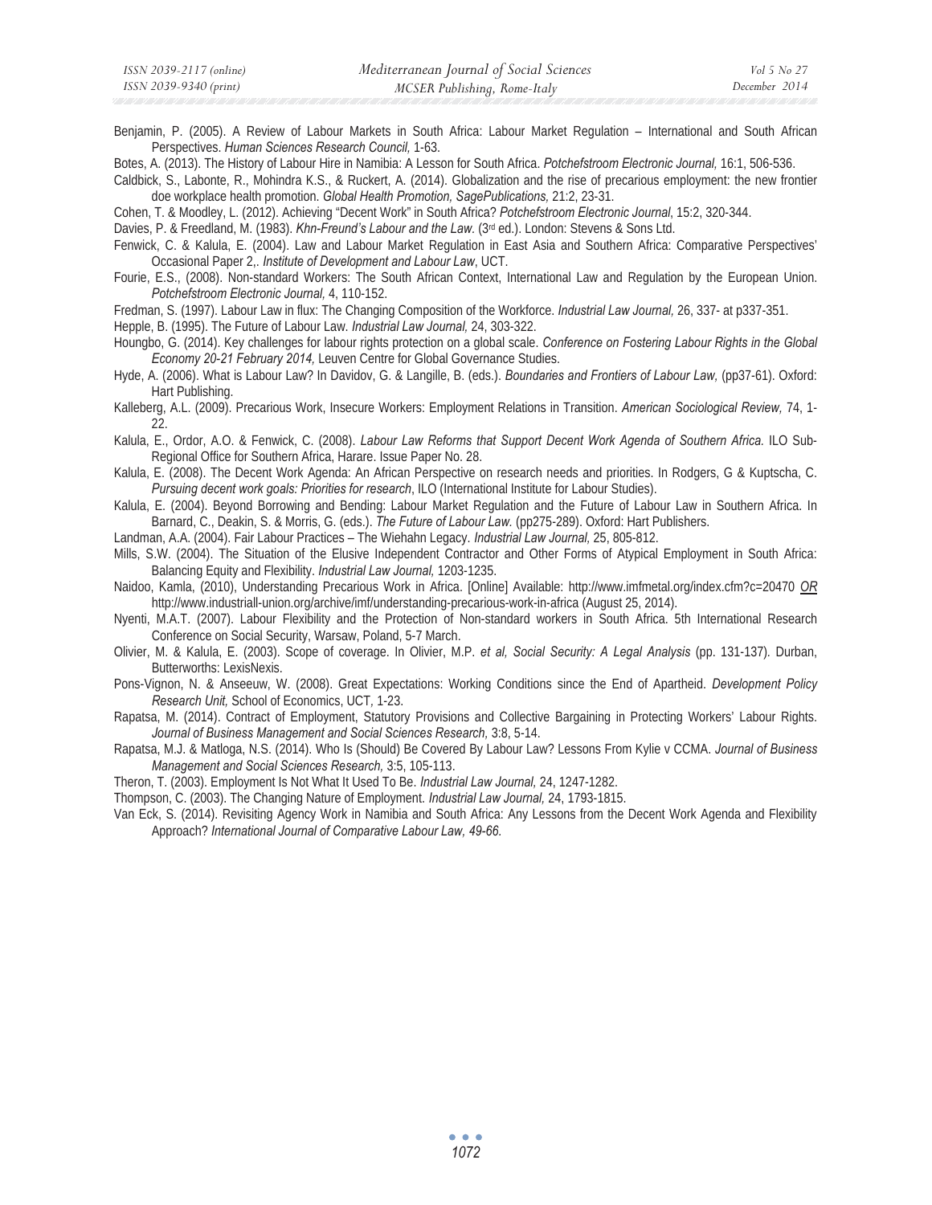Benjamin, P. (2005). A Review of Labour Markets in South Africa: Labour Market Regulation – International and South African Perspectives. *Human Sciences Research Council,* 1-63.

Botes, A. (2013). The History of Labour Hire in Namibia: A Lesson for South Africa. *Potchefstroom Electronic Journal,* 16:1, 506-536.

Caldbick, S., Labonte, R., Mohindra K.S., & Ruckert, A. (2014). Globalization and the rise of precarious employment: the new frontier doe workplace health promotion. *Global Health Promotion, SagePublications,* 21:2, 23-31.

Cohen, T. & Moodley, L. (2012). Achieving "Decent Work" in South Africa? *Potchefstroom Electronic Journal*, 15:2, 320-344.

Davies, P. & Freedland, M. (1983). *Khn-Freund's Labour and the Law.* (3rd ed.). London: Stevens & Sons Ltd.

Fenwick, C. & Kalula, E. (2004). Law and Labour Market Regulation in East Asia and Southern Africa: Comparative Perspectives' Occasional Paper 2,. *Institute of Development and Labour Law*, UCT.

Fourie, E.S., (2008). Non-standard Workers: The South African Context, International Law and Regulation by the European Union. *Potchefstroom Electronic Journal,* 4, 110-152.

Fredman, S. (1997). Labour Law in flux: The Changing Composition of the Workforce. *Industrial Law Journal,* 26, 337- at p337-351.

Hepple, B. (1995). The Future of Labour Law. *Industrial Law Journal,* 24, 303-322.

Houngbo, G. (2014). Key challenges for labour rights protection on a global scale. *Conference on Fostering Labour Rights in the Global Economy 20-21 February 2014,* Leuven Centre for Global Governance Studies.

Hyde, A. (2006). What is Labour Law? In Davidov, G. & Langille, B. (eds.). *Boundaries and Frontiers of Labour Law,* (pp37-61). Oxford: Hart Publishing.

Kalleberg, A.L. (2009). Precarious Work, Insecure Workers: Employment Relations in Transition. *American Sociological Review,* 74, 1-22.

Kalula, E., Ordor, A.O. & Fenwick, C. (2008). *Labour Law Reforms that Support Decent Work Agenda of Southern Africa.* ILO Sub-Regional Office for Southern Africa, Harare. Issue Paper No. 28.

Kalula, E. (2008). The Decent Work Agenda: An African Perspective on research needs and priorities. In Rodgers, G & Kuptscha, C. *Pursuing decent work goals: Priorities for research*, ILO (International Institute for Labour Studies).

Kalula, E. (2004). Beyond Borrowing and Bending: Labour Market Regulation and the Future of Labour Law in Southern Africa. In Barnard, C., Deakin, S. & Morris, G. (eds.). *The Future of Labour Law.* (pp275-289). Oxford: Hart Publishers.

Landman, A.A. (2004). Fair Labour Practices – The Wiehahn Legacy. *Industrial Law Journal,* 25, 805-812.

Mills, S.W. (2004). The Situation of the Elusive Independent Contractor and Other Forms of Atypical Employment in South Africa: Balancing Equity and Flexibility. *Industrial Law Journal,* 1203-1235.

Naidoo, Kamla, (2010), Understanding Precarious Work in Africa. [Online] Available: http://www.imfmetal.org/index.cfm?c=20470 *OR* http://www.industriall-union.org/archive/imf/understanding-precarious-work-in-africa (August 25, 2014).

Nyenti, M.A.T. (2007). Labour Flexibility and the Protection of Non-standard workers in South Africa. 5th International Research Conference on Social Security, Warsaw, Poland, 5-7 March.

Olivier, M. & Kalula, E. (2003). Scope of coverage. In Olivier, M.P. *et al, Social Security: A Legal Analysis* (pp. 131-137). Durban, Butterworths: LexisNexis.

Pons-Vignon, N. & Anseeuw, W. (2008). Great Expectations: Working Conditions since the End of Apartheid. *Development Policy Research Unit,* School of Economics, UCT*,* 1-23.

Rapatsa, M. (2014). Contract of Employment, Statutory Provisions and Collective Bargaining in Protecting Workers' Labour Rights. *Journal of Business Management and Social Sciences Research,* 3:8, 5-14.

Rapatsa, M.J. & Matloga, N.S. (2014). Who Is (Should) Be Covered By Labour Law? Lessons From Kylie v CCMA. *Journal of Business Management and Social Sciences Research,* 3:5, 105-113.

Theron, T. (2003). Employment Is Not What It Used To Be. *Industrial Law Journal,* 24, 1247-1282.

Thompson, C. (2003). The Changing Nature of Employment. *Industrial Law Journal,* 24, 1793-1815.

Van Eck, S. (2014). Revisiting Agency Work in Namibia and South Africa: Any Lessons from the Decent Work Agenda and Flexibility Approach? *International Journal of Comparative Labour Law, 49-66.*